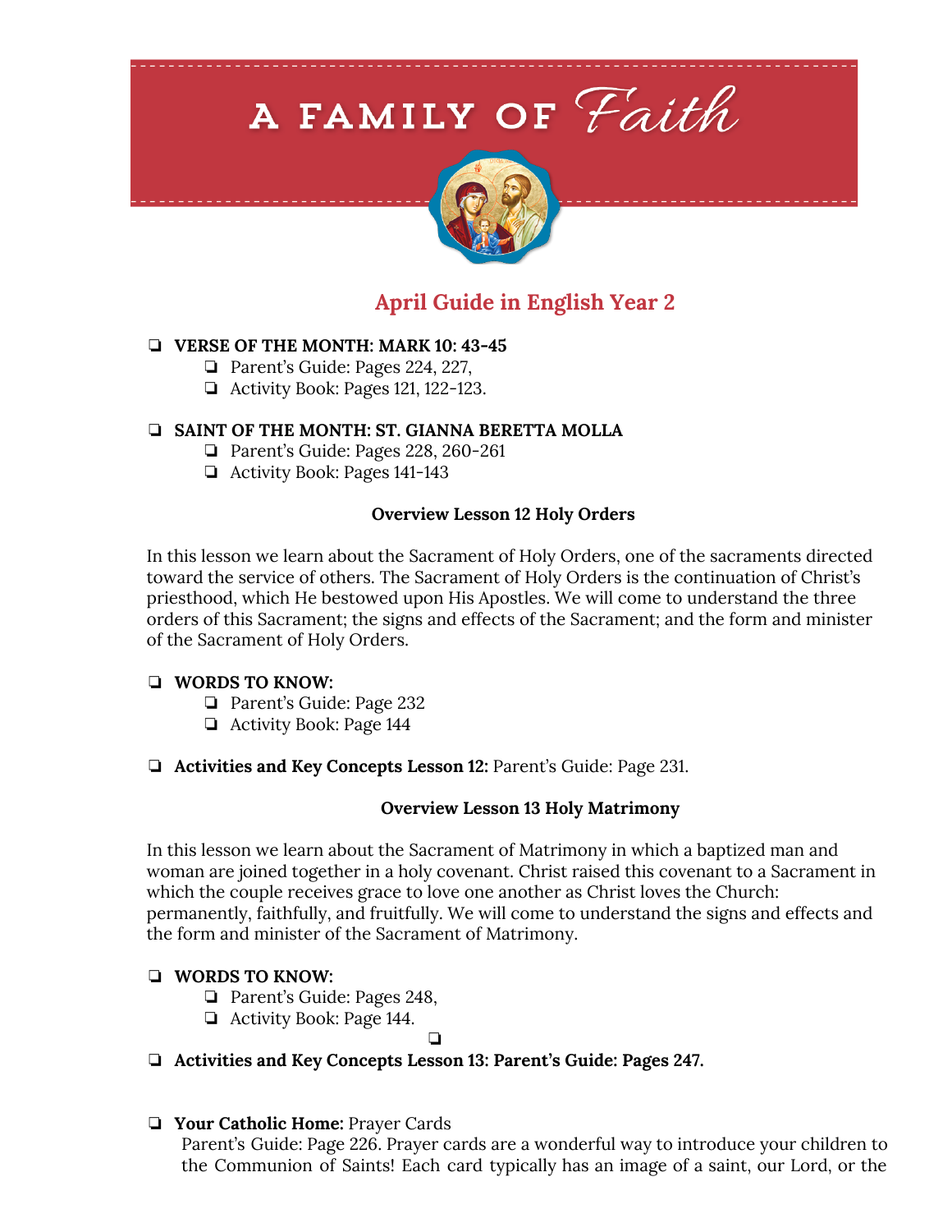# A FAMILY OF *Faith*

## April Guide in English Year 2

- **VERSE OF THE MONTH: MARK 10: 43-45**
  - Parent's Guide: Pages 224, 227,
  - Activity Book: Pages 121, 122-123.

- **SAINT OF THE MONTH: ST. GIANNA BERETTA MOLLA**
  - Parent's Guide: Pages 228, 260-261
  - Activity Book: Pages 141-143

### Overview Lesson 12 Holy Orders

In this lesson we learn about the Sacrament of Holy Orders, one of the sacraments directed toward the service of others. The Sacrament of Holy Orders is the continuation of Christ's priesthood, which He bestowed upon His Apostles. We will come to understand the three orders of this Sacrament; the signs and effects of the Sacrament; and the form and minister of the Sacrament of Holy Orders.

- **WORDS TO KNOW:**
  - Parent's Guide: Page 232
  - Activity Book: Page 144

- **Activities and Key Concepts Lesson 12:** Parent's Guide: Page 231.

### Overview Lesson 13 Holy Matrimony

In this lesson we learn about the Sacrament of Matrimony in which a baptized man and woman are joined together in a holy covenant. Christ raised this covenant to a Sacrament in which the couple receives grace to love one another as Christ loves the Church: permanently, faithfully, and fruitfully. We will come to understand the signs and effects and the form and minister of the Sacrament of Matrimony.

- **WORDS TO KNOW:**
  - Parent's Guide: Pages 248,
  - Activity Book: Page 144.

- **Activities and Key Concepts Lesson 13: Parent's Guide: Pages 247.**

- **Your Catholic Home:** Prayer Cards
  Parent's Guide: Page 226. Prayer cards are a wonderful way to introduce your children to the Communion of Saints! Each card typically has an image of a saint, our Lord, or the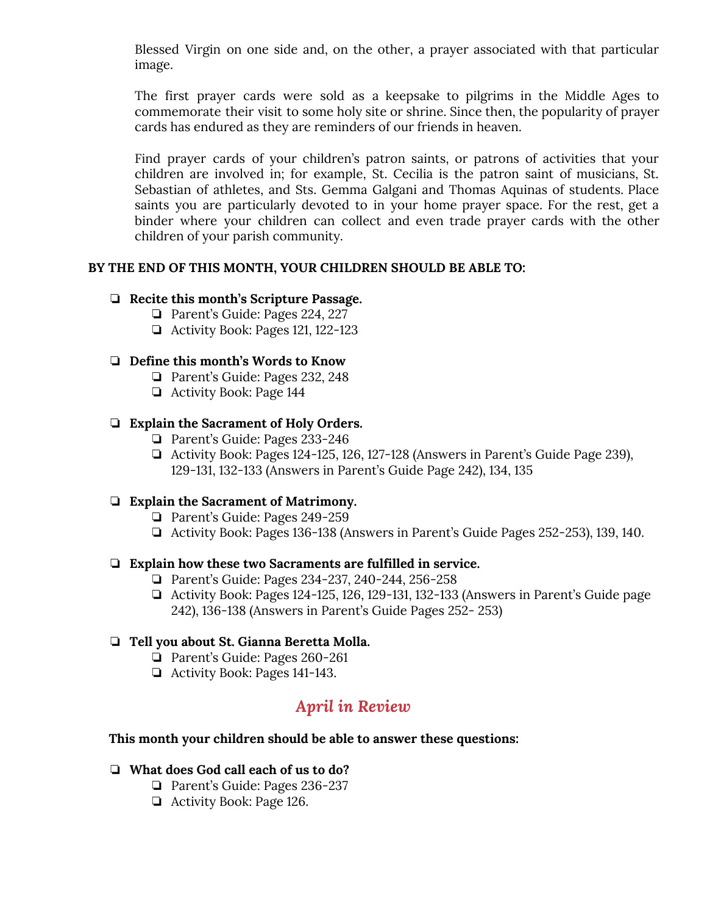Blessed Virgin on one side and, on the other, a prayer associated with that particular image.

The first prayer cards were sold as a keepsake to pilgrims in the Middle Ages to commemorate their visit to some holy site or shrine. Since then, the popularity of prayer cards has endured as they are reminders of our friends in heaven.

Find prayer cards of your children's patron saints, or patrons of activities that your children are involved in; for example, St. Cecilia is the patron saint of musicians, St. Sebastian of athletes, and Sts. Gemma Galgani and Thomas Aquinas of students. Place saints you are particularly devoted to in your home prayer space. For the rest, get a binder where your children can collect and even trade prayer cards with the other children of your parish community.

**BY THE END OF THIS MONTH, YOUR CHILDREN SHOULD BE ABLE TO:**

- ❏ **Recite this month's Scripture Passage.**
  - ❏ Parent's Guide: Pages 224, 227
  - ❏ Activity Book: Pages 121, 122-123
- ❏ **Define this month's Words to Know**
  - ❏ Parent's Guide: Pages 232, 248
  - ❏ Activity Book: Page 144
- ❏ **Explain the Sacrament of Holy Orders.**
  - ❏ Parent's Guide: Pages 233-246
  - ❏ Activity Book: Pages 124-125, 126, 127-128 (Answers in Parent's Guide Page 239), 129-131, 132-133 (Answers in Parent's Guide Page 242), 134, 135
- ❏ **Explain the Sacrament of Matrimony.**
  - ❏ Parent's Guide: Pages 249-259
  - ❏ Activity Book: Pages 136-138 (Answers in Parent's Guide Pages 252-253), 139, 140.
- ❏ **Explain how these two Sacraments are fulfilled in service.**
  - ❏ Parent's Guide: Pages 234-237, 240-244, 256-258
  - ❏ Activity Book: Pages 124-125, 126, 129-131, 132-133 (Answers in Parent's Guide page 242), 136-138 (Answers in Parent's Guide Pages 252- 253)
- ❏ **Tell you about St. Gianna Beretta Molla.**
  - ❏ Parent's Guide: Pages 260-261
  - ❏ Activity Book: Pages 141-143.

## *April in Review*

**This month your children should be able to answer these questions:**

- ❏ **What does God call each of us to do?**
  - ❏ Parent's Guide: Pages 236-237
  - ❏ Activity Book: Page 126.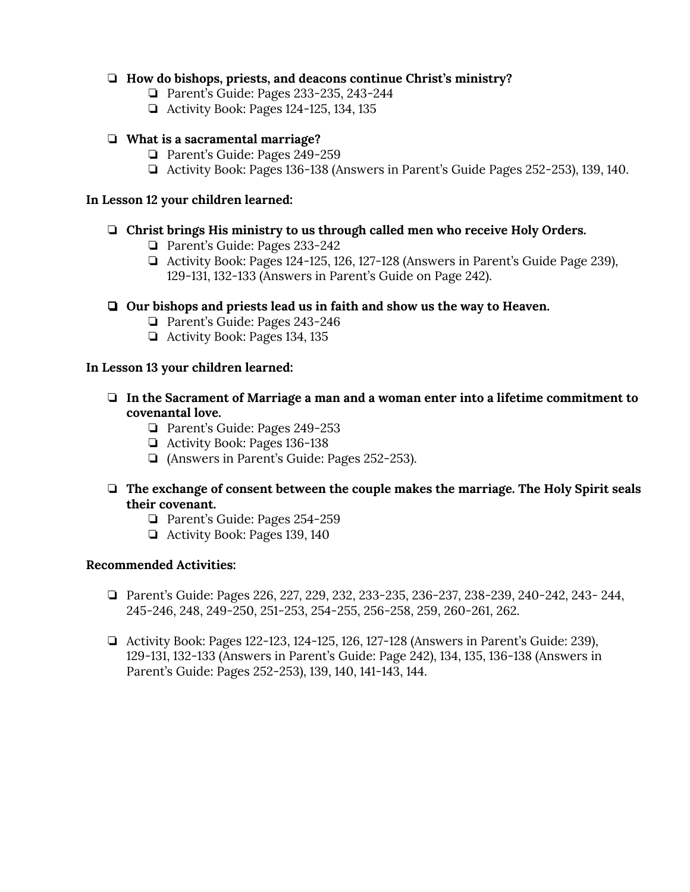- **How do bishops, priests, and deacons continue Christ's ministry?**
  - Parent's Guide: Pages 233-235, 243-244
  - Activity Book: Pages 124-125, 134, 135

- **What is a sacramental marriage?**
  - Parent's Guide: Pages 249-259
  - Activity Book: Pages 136-138 (Answers in Parent's Guide Pages 252-253), 139, 140.

**In Lesson 12 your children learned:**

- **Christ brings His ministry to us through called men who receive Holy Orders.**
  - Parent's Guide: Pages 233-242
  - Activity Book: Pages 124-125, 126, 127-128 (Answers in Parent's Guide Page 239), 129-131, 132-133 (Answers in Parent's Guide on Page 242).

- **Our bishops and priests lead us in faith and show us the way to Heaven.**
  - Parent's Guide: Pages 243-246
  - Activity Book: Pages 134, 135

**In Lesson 13 your children learned:**

- **In the Sacrament of Marriage a man and a woman enter into a lifetime commitment to covenantal love.**
  - Parent's Guide: Pages 249-253
  - Activity Book: Pages 136-138
  - (Answers in Parent's Guide: Pages 252-253).

- **The exchange of consent between the couple makes the marriage. The Holy Spirit seals their covenant.**
  - Parent's Guide: Pages 254-259
  - Activity Book: Pages 139, 140

**Recommended Activities:**

- Parent's Guide: Pages 226, 227, 229, 232, 233-235, 236-237, 238-239, 240-242, 243- 244, 245-246, 248, 249-250, 251-253, 254-255, 256-258, 259, 260-261, 262.

- Activity Book: Pages 122-123, 124-125, 126, 127-128 (Answers in Parent's Guide: 239), 129-131, 132-133 (Answers in Parent's Guide: Page 242), 134, 135, 136-138 (Answers in Parent's Guide: Pages 252-253), 139, 140, 141-143, 144.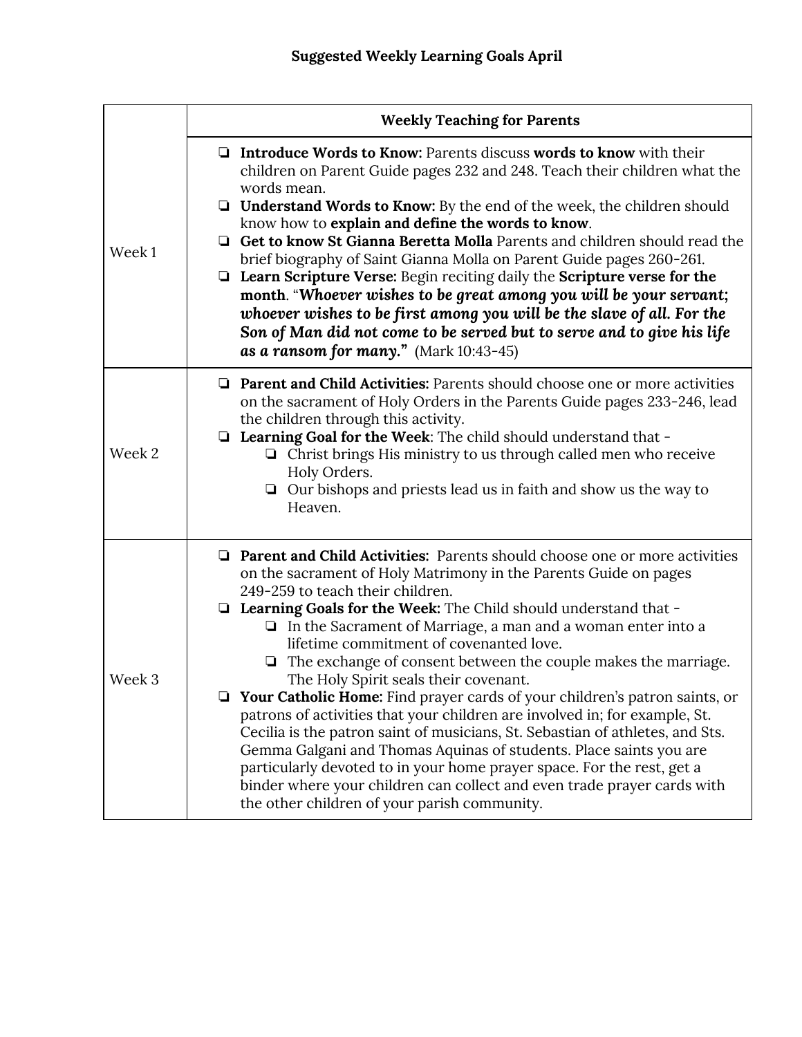## Suggested Weekly Learning Goals April

| | Weekly Teaching for Parents |
|---|---|
| Week 1 | ❑ **Introduce Words to Know:** Parents discuss **words to know** with their children on Parent Guide pages 232 and 248. Teach their children what the words mean.<br>❑ **Understand Words to Know:** By the end of the week, the children should know how to **explain and define the words to know**.<br>❑ **Get to know St Gianna Beretta Molla** Parents and children should read the brief biography of Saint Gianna Molla on Parent Guide pages 260-261.<br>❑ **Learn Scripture Verse:** Begin reciting daily the **Scripture verse for the month**. "***Whoever wishes to be great among you will be your servant; whoever wishes to be first among you will be the slave of all. For the Son of Man did not come to be served but to serve and to give his life as a ransom for many.***" (Mark 10:43-45) |
| Week 2 | ❑ **Parent and Child Activities:** Parents should choose one or more activities on the sacrament of Holy Orders in the Parents Guide pages 233-246, lead the children through this activity.<br>❑ **Learning Goal for the Week**: The child should understand that -<br>    ❑ Christ brings His ministry to us through called men who receive Holy Orders.<br>    ❑ Our bishops and priests lead us in faith and show us the way to Heaven. |
| Week 3 | ❑ **Parent and Child Activities:** Parents should choose one or more activities on the sacrament of Holy Matrimony in the Parents Guide on pages 249-259 to teach their children.<br>❑ **Learning Goals for the Week:** The Child should understand that -<br>    ❑ In the Sacrament of Marriage, a man and a woman enter into a lifetime commitment of covenanted love.<br>    ❑ The exchange of consent between the couple makes the marriage. The Holy Spirit seals their covenant.<br>❑ **Your Catholic Home:** Find prayer cards of your children's patron saints, or patrons of activities that your children are involved in; for example, St. Cecilia is the patron saint of musicians, St. Sebastian of athletes, and Sts. Gemma Galgani and Thomas Aquinas of students. Place saints you are particularly devoted to in your home prayer space. For the rest, get a binder where your children can collect and even trade prayer cards with the other children of your parish community. |